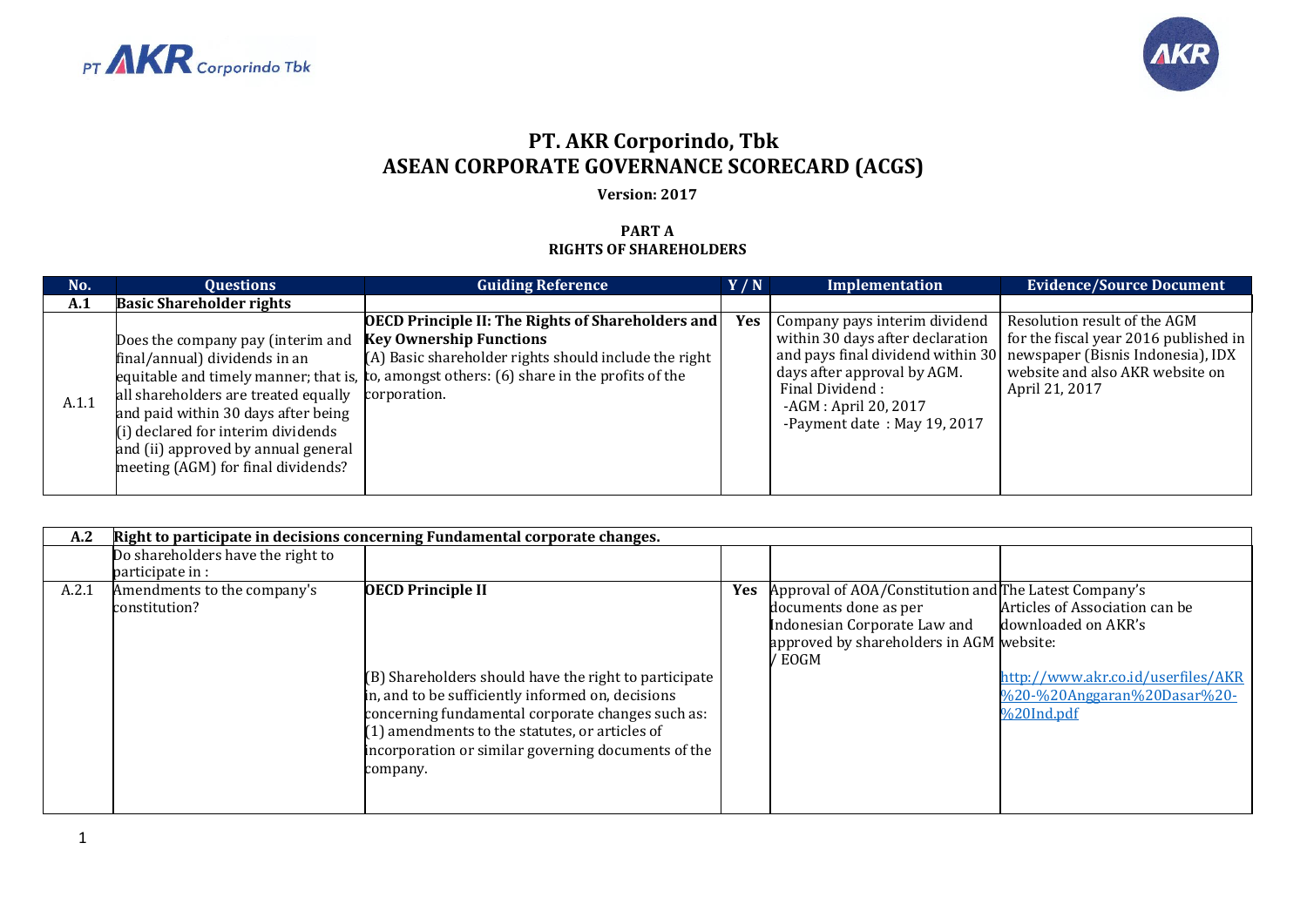# PT. AKR Corporindo, Tbk

# ASEAN CORPORATE GOVERNANCE SCORECARD (ACGS)

**Version: 2017**

**PART A**
**RIGHTS OF SHAREHOLDERS**

| No. | Questions | Guiding Reference | Y / N | Implementation | Evidence/Source Document |
|---|---|---|---|---|---|
| **A.1** | **Basic Shareholder rights** | | | | |
| A.1.1 | Does the company pay (interim and final/annual) dividends in an equitable and timely manner; that is, all shareholders are treated equally and paid within 30 days after being (i) declared for interim dividends and (ii) approved by annual general meeting (AGM) for final dividends? | **OECD Principle II: The Rights of Shareholders and Key Ownership Functions** (A) Basic shareholder rights should include the right to, amongst others: (6) share in the profits of the corporation. | **Yes** | Company pays interim dividend within 30 days after declaration and pays final dividend within 30 days after approval by AGM. Final Dividend : -AGM : April 20, 2017 -Payment date : May 19, 2017 | Resolution result of the AGM for the fiscal year 2016 published in newspaper (Bisnis Indonesia), IDX website and also AKR website on April 21, 2017 |

| **A.2** | **Right to participate in decisions concerning Fundamental corporate changes.** | | | | |
|---|---|---|---|---|---|
| | Do shareholders have the right to participate in : | | | | |
| A.2.1 | Amendments to the company's constitution? | **OECD Principle II** (B) Shareholders should have the right to participate in, and to be sufficiently informed on, decisions concerning fundamental corporate changes such as: (1) amendments to the statutes, or articles of incorporation or similar governing documents of the company. | **Yes** | Approval of AOA/Constitution and documents done as per Indonesian Corporate Law and approved by shareholders in AGM / EOGM | The Latest Company's Articles of Association can be downloaded on AKR's website: http://www.akr.co.id/userfiles/AKR%20-%20Anggaran%20Dasar%20-%20Ind.pdf |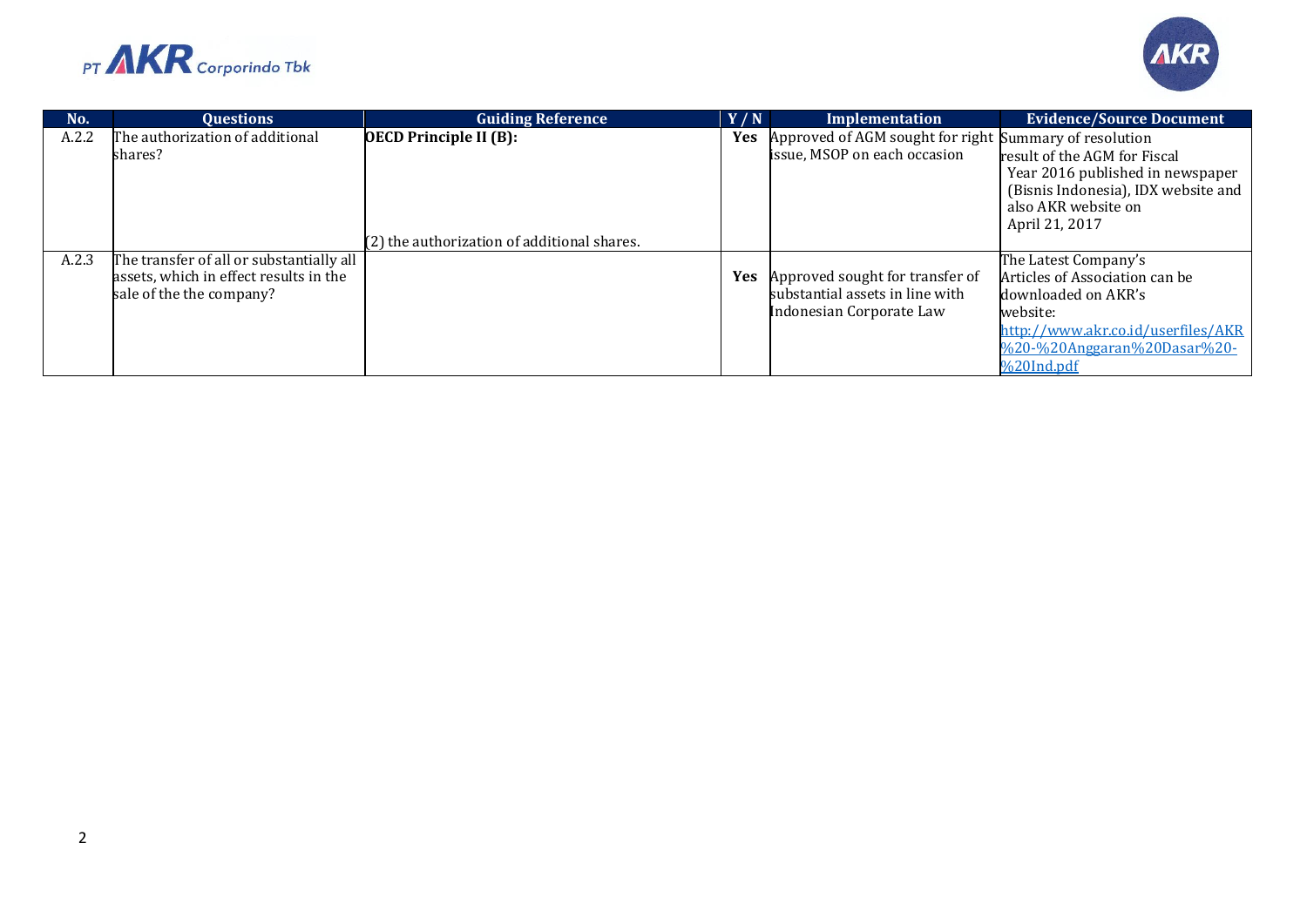| No. | Questions | Guiding Reference | Y / N | Implementation | Evidence/Source Document |
|---|---|---|---|---|---|
| A.2.2 | The authorization of additional shares? | **OECD Principle II (B):**<br><br>(2) the authorization of additional shares. | **Yes** | Approved of AGM sought for right issue, MSOP on each occasion | Summary of resolution result of the AGM for Fiscal Year 2016 published in newspaper (Bisnis Indonesia), IDX website and also AKR website on April 21, 2017 |
| A.2.3 | The transfer of all or substantially all assets, which in effect results in the sale of the the company? | | **Yes** | Approved sought for transfer of substantial assets in line with Indonesian Corporate Law | The Latest Company's Articles of Association can be downloaded on AKR's website: [http://www.akr.co.id/userfiles/AKR%20-%20Anggaran%20Dasar%20-%20Ind.pdf](http://www.akr.co.id/userfiles/AKR%20-%20Anggaran%20Dasar%20-%20Ind.pdf) |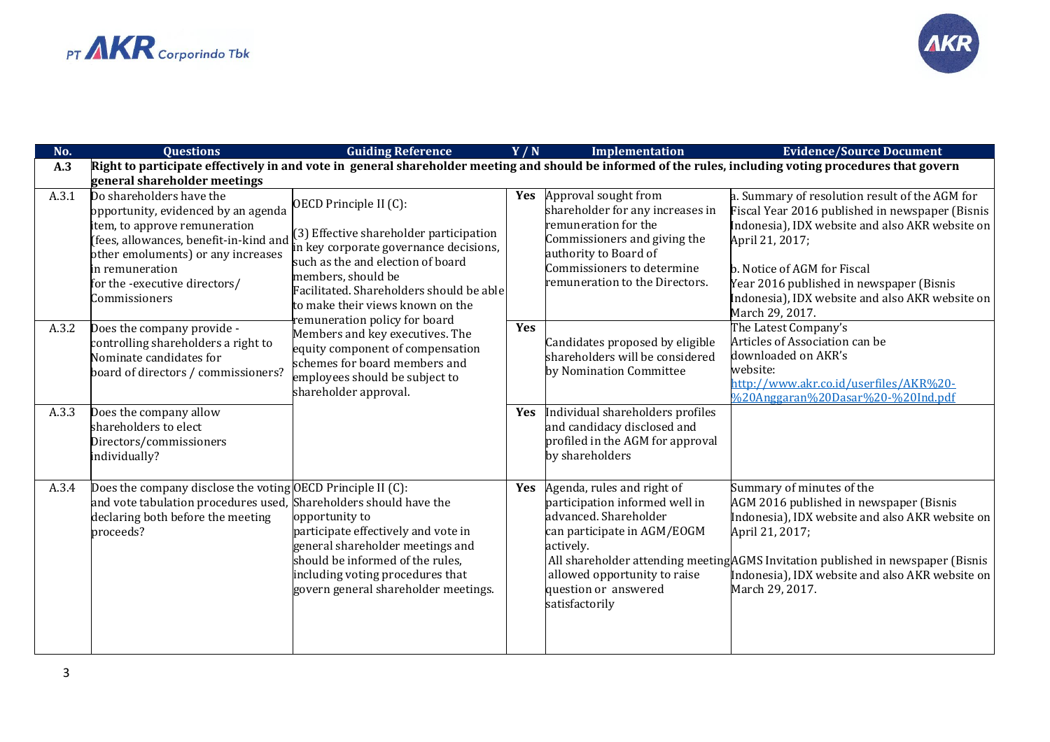| No. | Questions | Guiding Reference | Y / N | Implementation | Evidence/Source Document |
|---|---|---|---|---|---|
| **A.3** | **Right to participate effectively in and vote in general shareholder meeting and should be informed of the rules, including voting procedures that govern general shareholder meetings** | | | | |
| A.3.1 | Do shareholders have the opportunity, evidenced by an agenda item, to approve remuneration (fees, allowances, benefit-in-kind and other emoluments) or any increases in remuneration for the -executive directors/ Commissioners | OECD Principle II (C): (3) Effective shareholder participation in key corporate governance decisions, such as the and election of board members, should be Facilitated. Shareholders should be able to make their views known on the remuneration policy for board Members and key executives. The equity component of compensation schemes for board members and employees should be subject to shareholder approval. | **Yes** | Approval sought from shareholder for any increases in remuneration for the Commissioners and giving the authority to Board of Commissioners to determine remuneration to the Directors. | a. Summary of resolution result of the AGM for Fiscal Year 2016 published in newspaper (Bisnis Indonesia), IDX website and also AKR website on April 21, 2017; b. Notice of AGM for Fiscal Year 2016 published in newspaper (Bisnis Indonesia), IDX website and also AKR website on March 29, 2017. |
| A.3.2 | Does the company provide -controlling shareholders a right to Nominate candidates for board of directors / commissioners? | | **Yes** | Candidates proposed by eligible shareholders will be considered by Nomination Committee | The Latest Company's Articles of Association can be downloaded on AKR's website: http://www.akr.co.id/userfiles/AKR%20-%20Anggaran%20Dasar%20-%20Ind.pdf |
| A.3.3 | Does the company allow shareholders to elect Directors/commissioners individually? | | **Yes** | Individual shareholders profiles and candidacy disclosed and profiled in the AGM for approval by shareholders | |
| A.3.4 | Does the company disclose the voting and vote tabulation procedures used, declaring both before the meeting proceeds? | OECD Principle II (C): Shareholders should have the opportunity to participate effectively and vote in general shareholder meetings and should be informed of the rules, including voting procedures that govern general shareholder meetings. | **Yes** | Agenda, rules and right of participation informed well in advanced. Shareholder can participate in AGM/EOGM actively. All shareholder attending meeting allowed opportunity to raise question or answered satisfactorily | Summary of minutes of the AGM 2016 published in newspaper (Bisnis Indonesia), IDX website and also AKR website on April 21, 2017; AGMS Invitation published in newspaper (Bisnis Indonesia), IDX website and also AKR website on March 29, 2017. |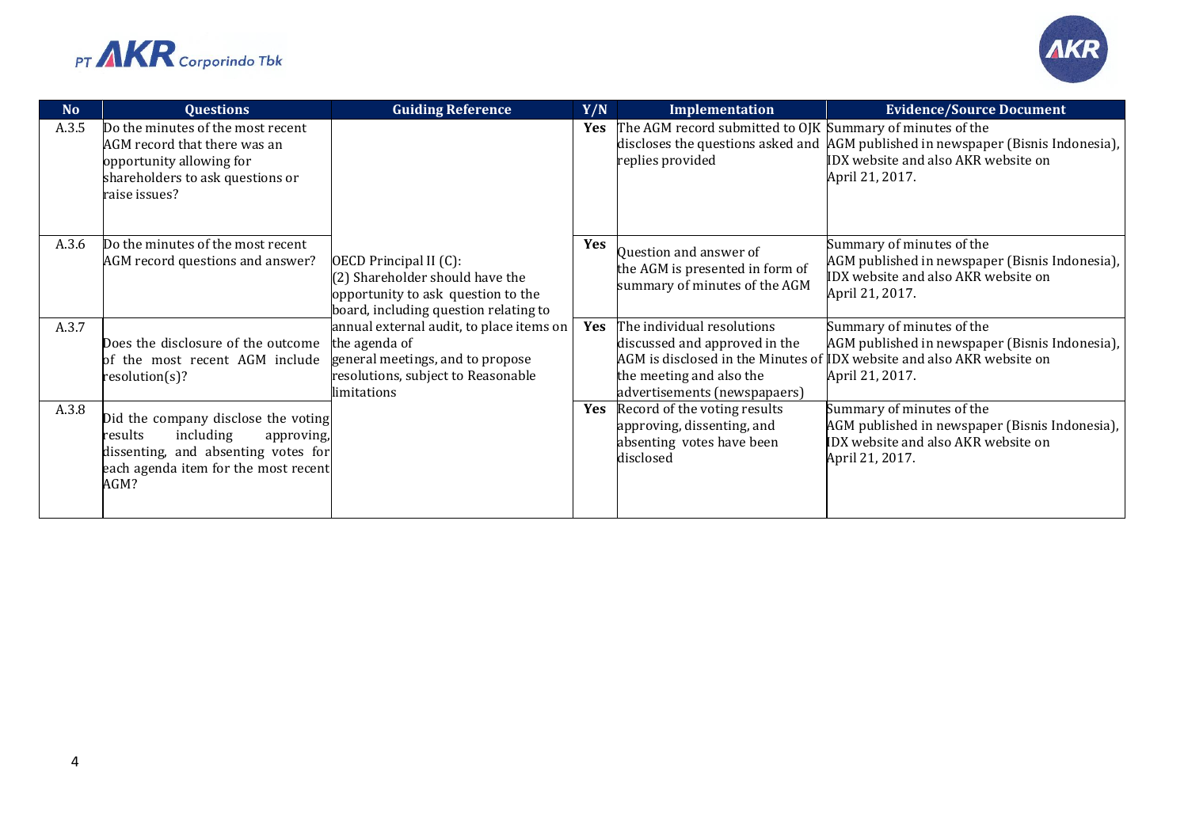| No | Questions | Guiding Reference | Y/N | Implementation | Evidence/Source Document |
|---|---|---|---|---|---|
| A.3.5 | Do the minutes of the most recent AGM record that there was an opportunity allowing for shareholders to ask questions or raise issues? | OECD Principal II (C): (2) Shareholder should have the opportunity to ask question to the board, including question relating to annual external audit, to place items on the agenda of general meetings, and to propose resolutions, subject to Reasonable limitations | Yes | The AGM record submitted to OJK discloses the questions asked and replies provided | Summary of minutes of the AGM published in newspaper (Bisnis Indonesia), IDX website and also AKR website on April 21, 2017. |
| A.3.6 | Do the minutes of the most recent AGM record questions and answer? | | Yes | Question and answer of the AGM is presented in form of summary of minutes of the AGM | Summary of minutes of the AGM published in newspaper (Bisnis Indonesia), IDX website and also AKR website on April 21, 2017. |
| A.3.7 | Does the disclosure of the outcome of the most recent AGM include resolution(s)? | | Yes | The individual resolutions discussed and approved in the AGM is disclosed in the Minutes of the meeting and also the advertisements (newspapaers) | Summary of minutes of the AGM published in newspaper (Bisnis Indonesia), IDX website and also AKR website on April 21, 2017. |
| A.3.8 | Did the company disclose the voting results including approving, dissenting, and absenting votes for each agenda item for the most recent AGM? | | Yes | Record of the voting results approving, dissenting, and absenting votes have been disclosed | Summary of minutes of the AGM published in newspaper (Bisnis Indonesia), IDX website and also AKR website on April 21, 2017. |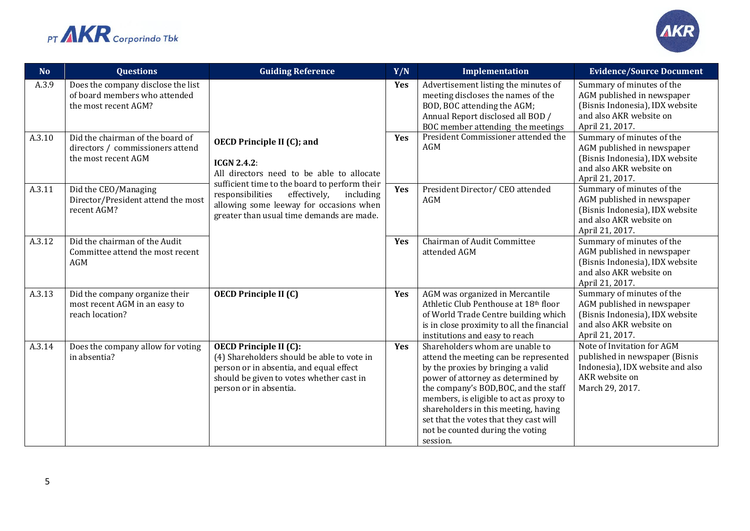| No | Questions | Guiding Reference | Y/N | Implementation | Evidence/Source Document |
|---|---|---|---|---|---|
| A.3.9 | Does the company disclose the list of board members who attended the most recent AGM? | **OECD Principle II (C); and** **ICGN 2.4.2**: All directors need to be able to allocate sufficient time to the board to perform their responsibilities effectively, including allowing some leeway for occasions when greater than usual time demands are made. | **Yes** | Advertisement listing the minutes of meeting discloses the names of the BOD, BOC attending the AGM; Annual Report disclosed all BOD / BOC member attending the meetings | Summary of minutes of the AGM published in newspaper (Bisnis Indonesia), IDX website and also AKR website on April 21, 2017. |
| A.3.10 | Did the chairman of the board of directors / commissioners attend the most recent AGM | | **Yes** | President Commissioner attended the AGM | Summary of minutes of the AGM published in newspaper (Bisnis Indonesia), IDX website and also AKR website on April 21, 2017. |
| A.3.11 | Did the CEO/Managing Director/President attend the most recent AGM? | | **Yes** | President Director/ CEO attended AGM | Summary of minutes of the AGM published in newspaper (Bisnis Indonesia), IDX website and also AKR website on April 21, 2017. |
| A.3.12 | Did the chairman of the Audit Committee attend the most recent AGM | | **Yes** | Chairman of Audit Committee attended AGM | Summary of minutes of the AGM published in newspaper (Bisnis Indonesia), IDX website and also AKR website on April 21, 2017. |
| A.3.13 | Did the company organize their most recent AGM in an easy to reach location? | **OECD Principle II (C)** | **Yes** | AGM was organized in Mercantile Athletic Club Penthouse at 18th floor of World Trade Centre building which is in close proximity to all the financial institutions and easy to reach | Summary of minutes of the AGM published in newspaper (Bisnis Indonesia), IDX website and also AKR website on April 21, 2017. |
| A.3.14 | Does the company allow for voting in absentia? | **OECD Principle II (C):** (4) Shareholders should be able to vote in person or in absentia, and equal effect should be given to votes whether cast in person or in absentia. | **Yes** | Shareholders whom are unable to attend the meeting can be represented by the proxies by bringing a valid power of attorney as determined by the company's BOD,BOC, and the staff members, is eligible to act as proxy to shareholders in this meeting, having set that the votes that they cast will not be counted during the voting session. | Note of Invitation for AGM published in newspaper (Bisnis Indonesia), IDX website and also AKR website on March 29, 2017. |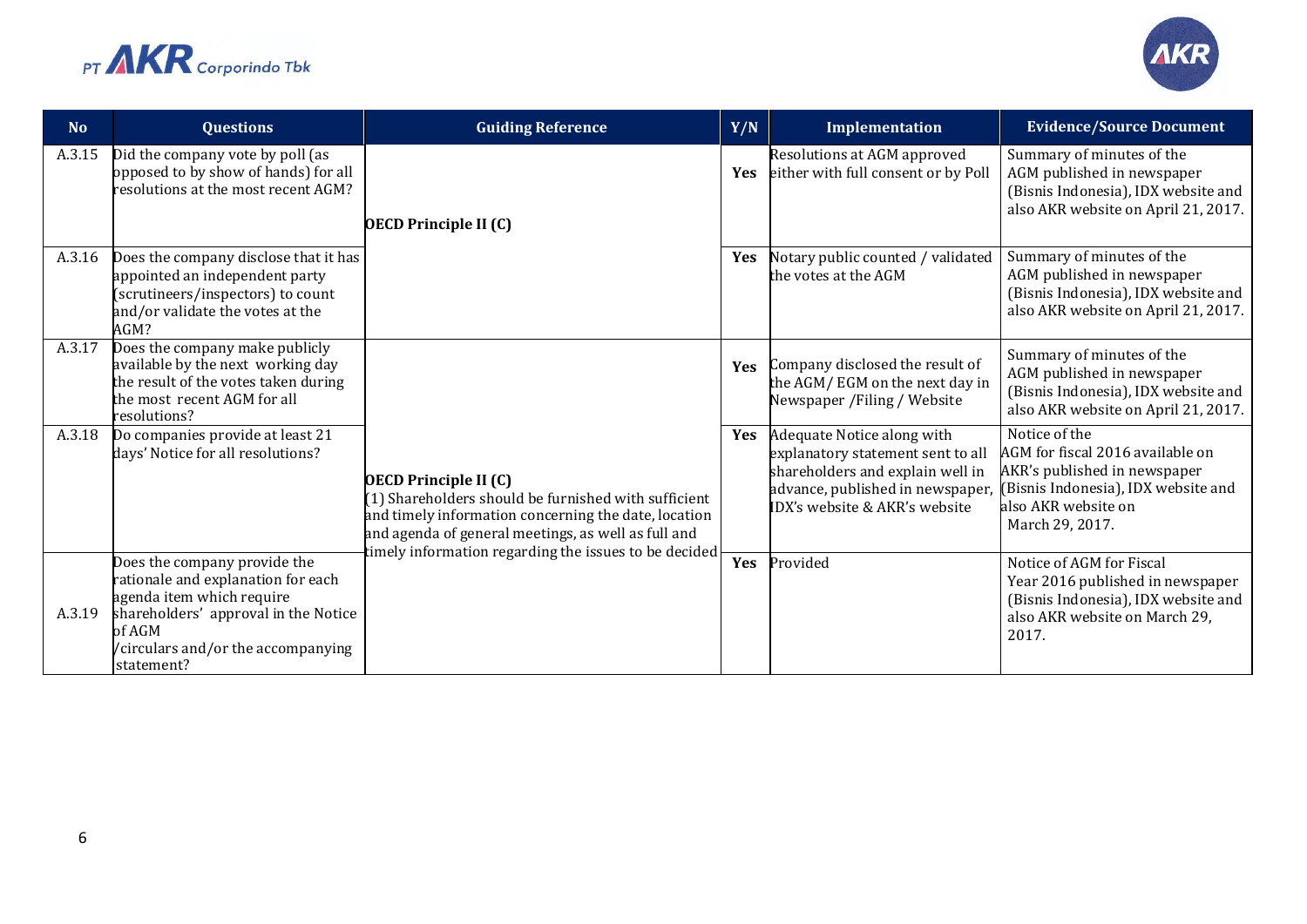| No | Questions | Guiding Reference | Y/N | Implementation | Evidence/Source Document |
|---|---|---|---|---|---|
| A.3.15 | Did the company vote by poll (as opposed to by show of hands) for all resolutions at the most recent AGM? | **OECD Principle II (C)** | **Yes** | Resolutions at AGM approved either with full consent or by Poll | Summary of minutes of the AGM published in newspaper (Bisnis Indonesia), IDX website and also AKR website on April 21, 2017. |
| A.3.16 | Does the company disclose that it has appointed an independent party (scrutineers/inspectors) to count and/or validate the votes at the AGM? | | **Yes** | Notary public counted / validated the votes at the AGM | Summary of minutes of the AGM published in newspaper (Bisnis Indonesia), IDX website and also AKR website on April 21, 2017. |
| A.3.17 | Does the company make publicly available by the next working day the result of the votes taken during the most recent AGM for all resolutions? | **OECD Principle II (C)** (1) Shareholders should be furnished with sufficient and timely information concerning the date, location and agenda of general meetings, as well as full and timely information regarding the issues to be decided | **Yes** | Company disclosed the result of the AGM/ EGM on the next day in Newspaper /Filing / Website | Summary of minutes of the AGM published in newspaper (Bisnis Indonesia), IDX website and also AKR website on April 21, 2017. |
| A.3.18 | Do companies provide at least 21 days' Notice for all resolutions? | | **Yes** | Adequate Notice along with explanatory statement sent to all shareholders and explain well in advance, published in newspaper, IDX's website & AKR's website | Notice of the AGM for fiscal 2016 available on AKR's published in newspaper (Bisnis Indonesia), IDX website and also AKR website on March 29, 2017. |
| A.3.19 | Does the company provide the rationale and explanation for each agenda item which require shareholders' approval in the Notice of AGM /circulars and/or the accompanying statement? | | **Yes** | Provided | Notice of AGM for Fiscal Year 2016 published in newspaper (Bisnis Indonesia), IDX website and also AKR website on March 29, 2017. |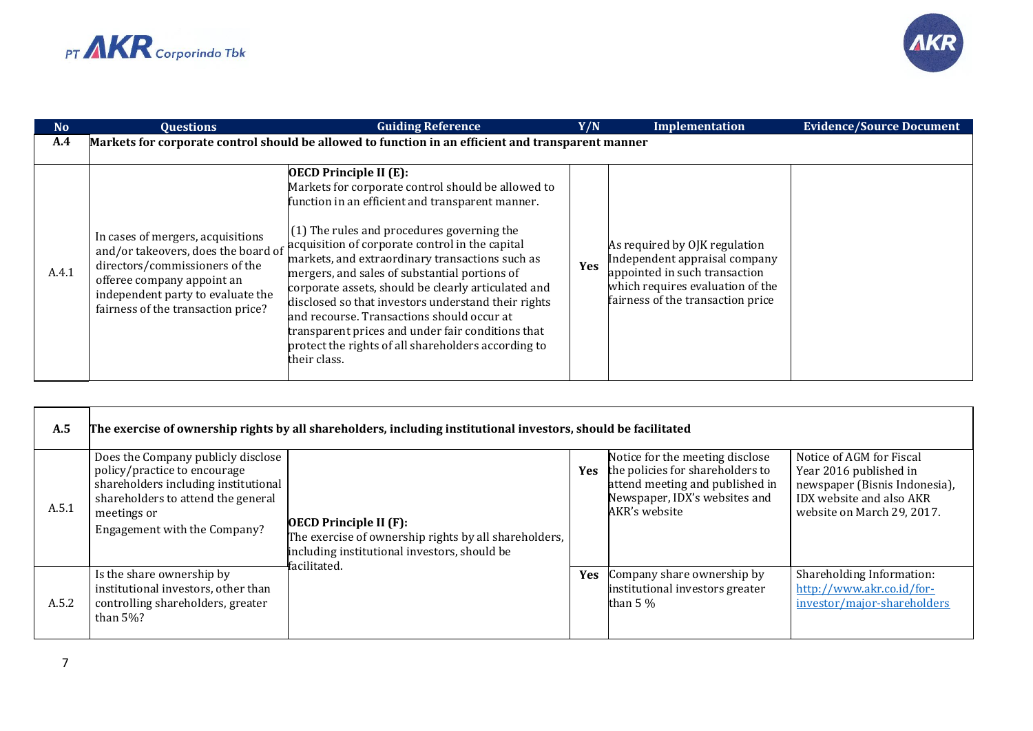| No | Questions | Guiding Reference | Y/N | Implementation | Evidence/Source Document |
|---|---|---|---|---|---|
| **A.4** | **Markets for corporate control should be allowed to function in an efficient and transparent manner** | | | | |
| A.4.1 | In cases of mergers, acquisitions and/or takeovers, does the board of directors/commissioners of the offeree company appoint an independent party to evaluate the fairness of the transaction price? | **OECD Principle II (E):** Markets for corporate control should be allowed to function in an efficient and transparent manner.<br><br>(1) The rules and procedures governing the acquisition of corporate control in the capital markets, and extraordinary transactions such as mergers, and sales of substantial portions of corporate assets, should be clearly articulated and disclosed so that investors understand their rights and recourse. Transactions should occur at transparent prices and under fair conditions that protect the rights of all shareholders according to their class. | **Yes** | As required by OJK regulation Independent appraisal company appointed in such transaction which requires evaluation of the fairness of the transaction price | |

| No | Questions | Guiding Reference | Y/N | Implementation | Evidence/Source Document |
|---|---|---|---|---|---|
| **A.5** | **The exercise of ownership rights by all shareholders, including institutional investors, should be facilitated** | | | | |
| A.5.1 | Does the Company publicly disclose policy/practice to encourage shareholders including institutional shareholders to attend the general meetings or Engagement with the Company? | **OECD Principle II (F):** The exercise of ownership rights by all shareholders, including institutional investors, should be facilitated. | **Yes** | Notice for the meeting disclose the policies for shareholders to attend meeting and published in Newspaper, IDX's websites and AKR's website | Notice of AGM for Fiscal Year 2016 published in newspaper (Bisnis Indonesia), IDX website and also AKR website on March 29, 2017. |
| A.5.2 | Is the share ownership by institutional investors, other than controlling shareholders, greater than 5%? | | **Yes** | Company share ownership by institutional investors greater than 5 % | Shareholding Information: http://www.akr.co.id/for-investor/major-shareholders |